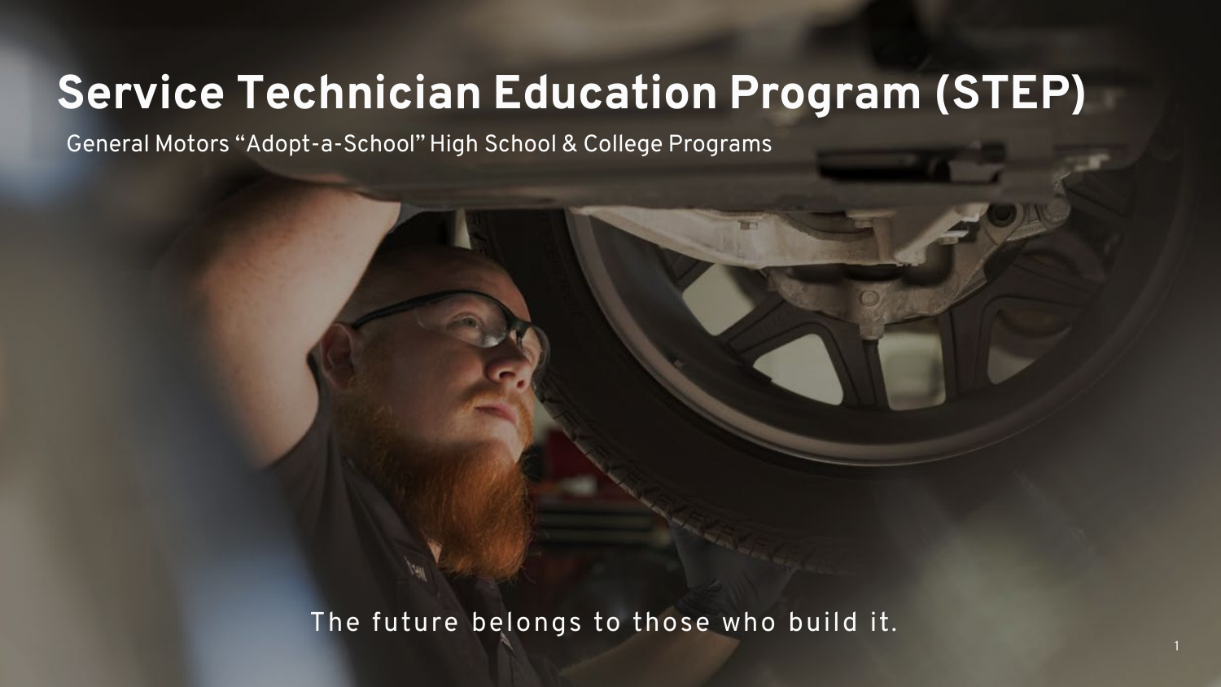# Service Technician Education Program (STEP)

General Motors "Adopt-a-School" High School & College Programs

The future belongs to those who build it.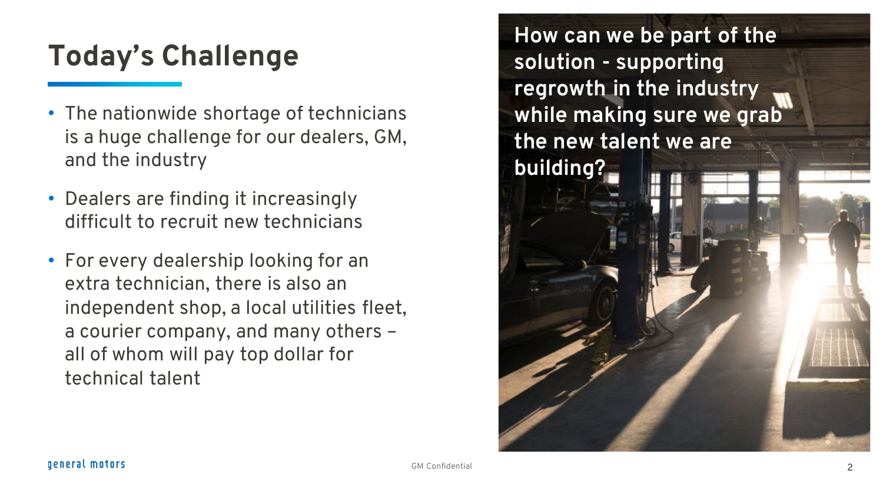# Today's Challenge

- The nationwide shortage of technicians is a huge challenge for our dealers, GM, and the industry
- Dealers are finding it increasingly difficult to recruit new technicians
- For every dealership looking for an extra technician, there is also an independent shop, a local utilities fleet, a courier company, and many others – all of whom will pay top dollar for technical talent

**How can we be part of the solution - supporting regrowth in the industry while making sure we grab the new talent we are building?**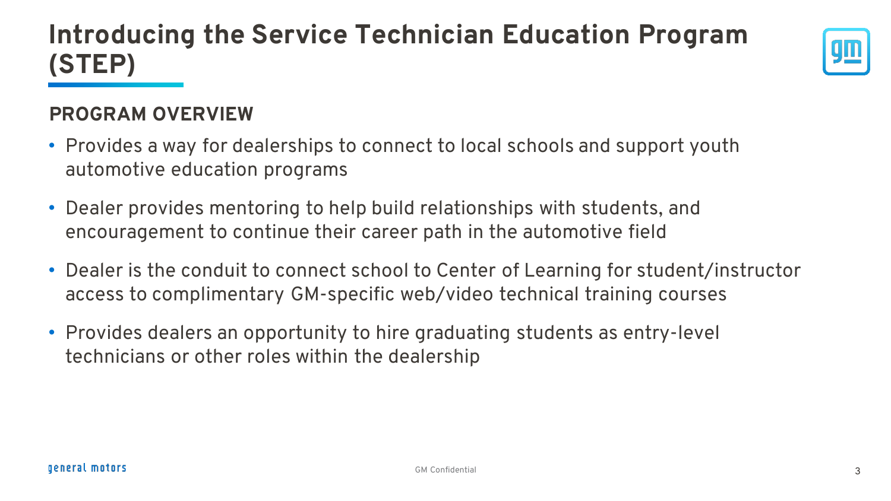# Introducing the Service Technician Education Program (STEP)

## PROGRAM OVERVIEW

- Provides a way for dealerships to connect to local schools and support youth automotive education programs
- Dealer provides mentoring to help build relationships with students, and encouragement to continue their career path in the automotive field
- Dealer is the conduit to connect school to Center of Learning for student/instructor access to complimentary GM-specific web/video technical training courses
- Provides dealers an opportunity to hire graduating students as entry-level technicians or other roles within the dealership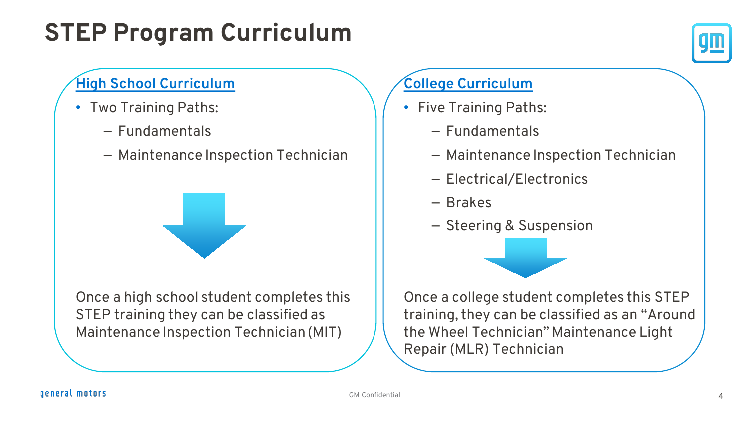# STEP Program Curriculum

## High School Curriculum

- Two Training Paths:
  - Fundamentals
  - Maintenance Inspection Technician

Once a high school student completes this STEP training they can be classified as Maintenance Inspection Technician (MIT)

## College Curriculum

- Five Training Paths:
  - Fundamentals
  - Maintenance Inspection Technician
  - Electrical/Electronics
  - Brakes
  - Steering & Suspension

Once a college student completes this STEP training, they can be classified as an "Around the Wheel Technician" Maintenance Light Repair (MLR) Technician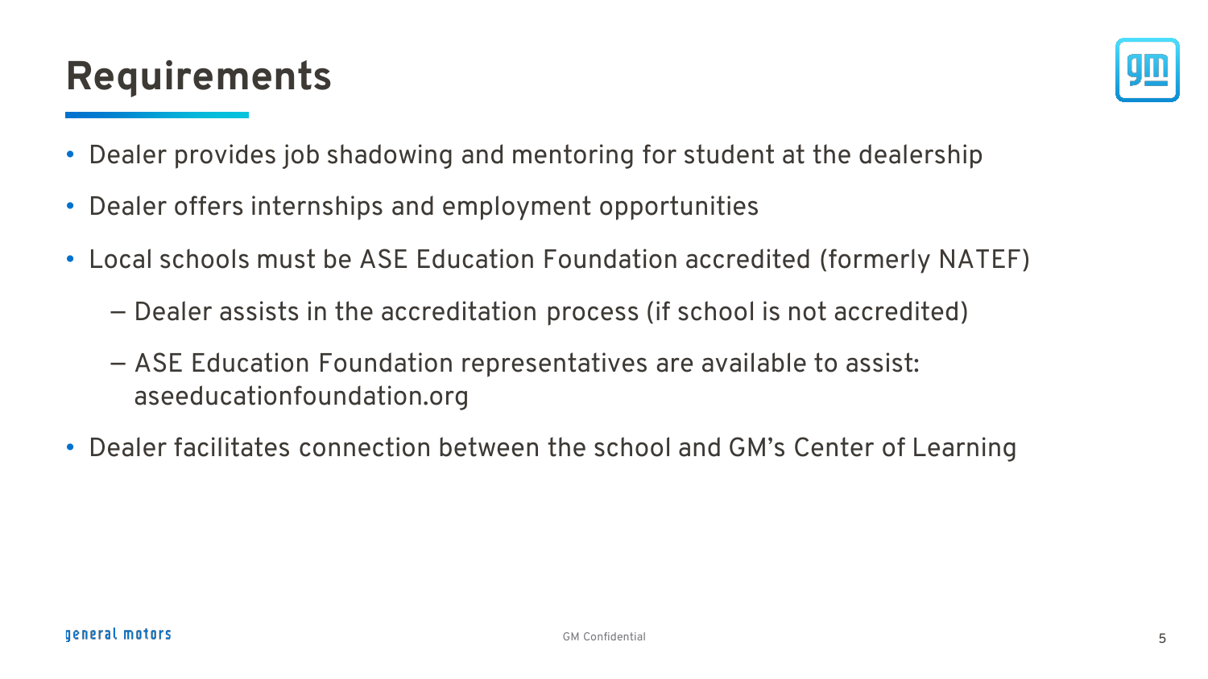# Requirements

- Dealer provides job shadowing and mentoring for student at the dealership
- Dealer offers internships and employment opportunities
- Local schools must be ASE Education Foundation accredited (formerly NATEF)
  - Dealer assists in the accreditation process (if school is not accredited)
  - ASE Education Foundation representatives are available to assist: aseeducationfoundation.org
- Dealer facilitates connection between the school and GM's Center of Learning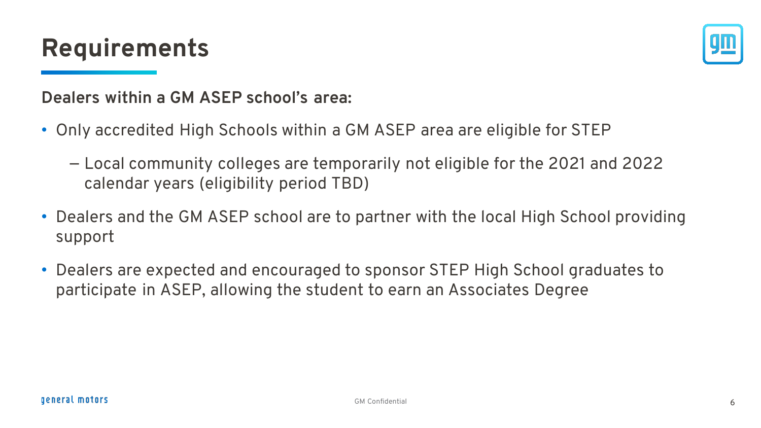# Requirements

**Dealers within a GM ASEP school's area:**

- Only accredited High Schools within a GM ASEP area are eligible for STEP
  - Local community colleges are temporarily not eligible for the 2021 and 2022 calendar years (eligibility period TBD)
- Dealers and the GM ASEP school are to partner with the local High School providing support
- Dealers are expected and encouraged to sponsor STEP High School graduates to participate in ASEP, allowing the student to earn an Associates Degree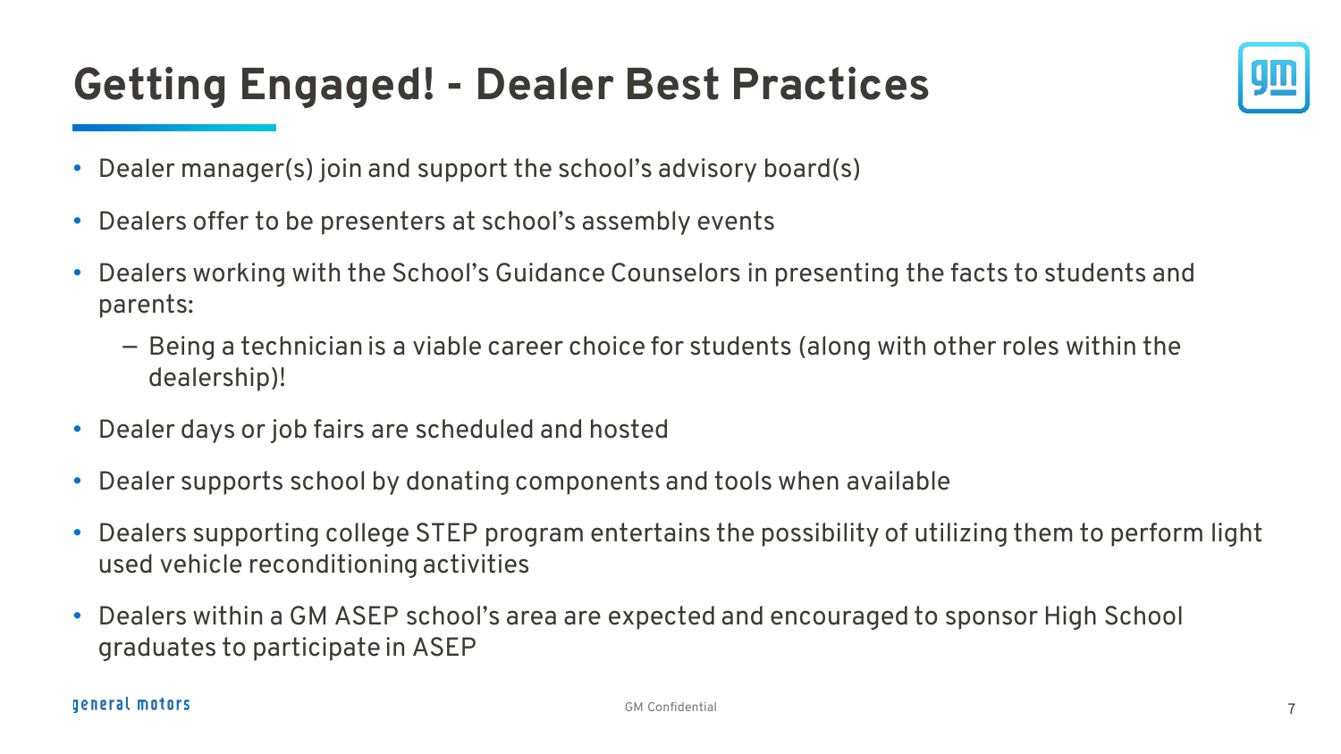# Getting Engaged! - Dealer Best Practices

- Dealer manager(s) join and support the school's advisory board(s)
- Dealers offer to be presenters at school's assembly events
- Dealers working with the School's Guidance Counselors in presenting the facts to students and parents:
  - Being a technician is a viable career choice for students (along with other roles within the dealership)!
- Dealer days or job fairs are scheduled and hosted
- Dealer supports school by donating components and tools when available
- Dealers supporting college STEP program entertains the possibility of utilizing them to perform light used vehicle reconditioning activities
- Dealers within a GM ASEP school's area are expected and encouraged to sponsor High School graduates to participate in ASEP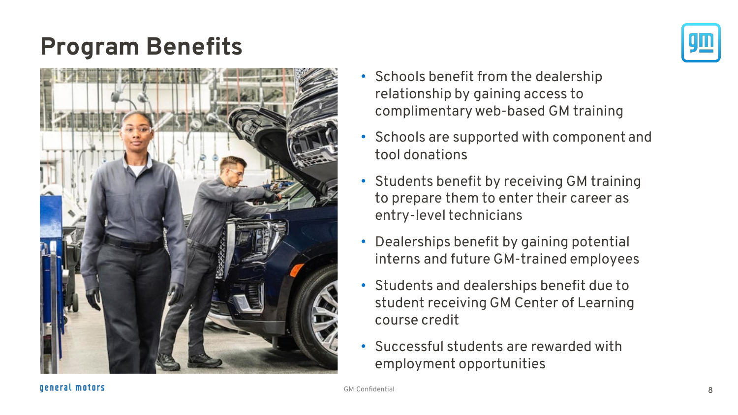# Program Benefits

- Schools benefit from the dealership relationship by gaining access to complimentary web-based GM training
- Schools are supported with component and tool donations
- Students benefit by receiving GM training to prepare them to enter their career as entry-level technicians
- Dealerships benefit by gaining potential interns and future GM-trained employees
- Students and dealerships benefit due to student receiving GM Center of Learning course credit
- Successful students are rewarded with employment opportunities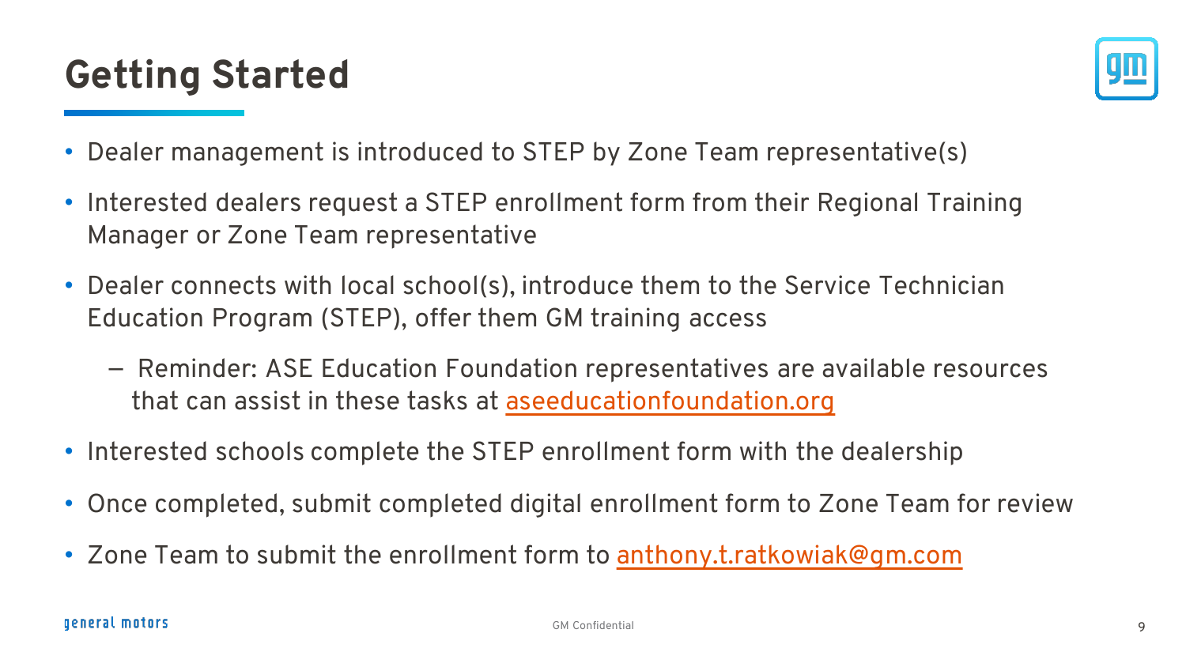# Getting Started

- Dealer management is introduced to STEP by Zone Team representative(s)
- Interested dealers request a STEP enrollment form from their Regional Training Manager or Zone Team representative
- Dealer connects with local school(s), introduce them to the Service Technician Education Program (STEP), offer them GM training access
  - Reminder: ASE Education Foundation representatives are available resources that can assist in these tasks at aseeducationfoundation.org
- Interested schools complete the STEP enrollment form with the dealership
- Once completed, submit completed digital enrollment form to Zone Team for review
- Zone Team to submit the enrollment form to anthony.t.ratkowiak@gm.com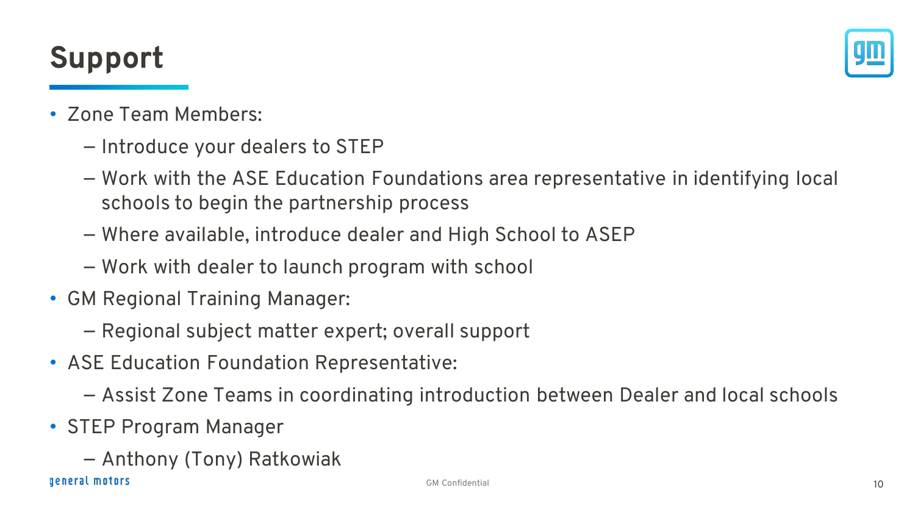# Support

- Zone Team Members:
  - Introduce your dealers to STEP
  - Work with the ASE Education Foundations area representative in identifying local schools to begin the partnership process
  - Where available, introduce dealer and High School to ASEP
  - Work with dealer to launch program with school
- GM Regional Training Manager:
  - Regional subject matter expert; overall support
- ASE Education Foundation Representative:
  - Assist Zone Teams in coordinating introduction between Dealer and local schools
- STEP Program Manager
  - Anthony (Tony) Ratkowiak